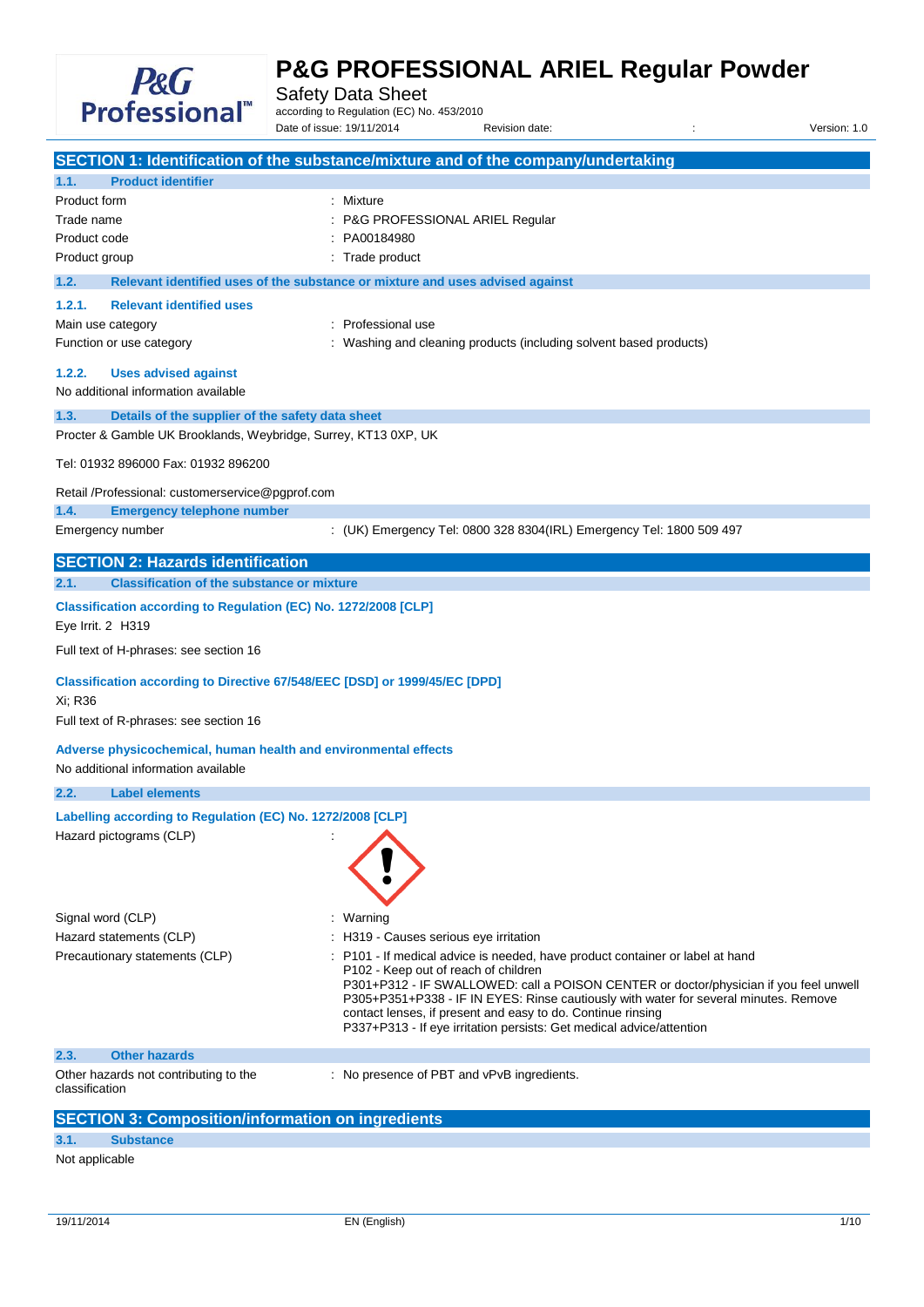# P&G PROFESSIONAL ARIEL Regular Powder

Safety Data Sheet

according to Regulation (EC) No. 453/2010

Date of issue: 19/11/2014 Revision date: : Version: 1.0

## SECTION 1: Identification of the substance/mixture and of the company/undertaking

### 1.1. Product identifier

| | |
|---|---|
| Product form | : Mixture |
| Trade name | : P&G PROFESSIONAL ARIEL Regular |
| Product code | : PA00184980 |
| Product group | : Trade product |

### 1.2. Relevant identified uses of the substance or mixture and uses advised against

#### 1.2.1. Relevant identified uses

| | |
|---|---|
| Main use category | : Professional use |
| Function or use category | : Washing and cleaning products (including solvent based products) |

#### 1.2.2. Uses advised against

No additional information available

### 1.3. Details of the supplier of the safety data sheet

Procter & Gamble UK Brooklands, Weybridge, Surrey, KT13 0XP, UK

Tel: 01932 896000 Fax: 01932 896200

Retail /Professional: customerservice@pgprof.com

### 1.4. Emergency telephone number

| | |
|---|---|
| Emergency number | : (UK) Emergency Tel: 0800 328 8304(IRL) Emergency Tel: 1800 509 497 |

## SECTION 2: Hazards identification

### 2.1. Classification of the substance or mixture

**Classification according to Regulation (EC) No. 1272/2008 [CLP]**

Eye Irrit. 2 H319

Full text of H-phrases: see section 16

**Classification according to Directive 67/548/EEC [DSD] or 1999/45/EC [DPD]**

Xi; R36

Full text of R-phrases: see section 16

**Adverse physicochemical, human health and environmental effects**

No additional information available

### 2.2. Label elements

**Labelling according to Regulation (EC) No. 1272/2008 [CLP]**

| | |
|---|---|
| Hazard pictograms (CLP) | : |
| Signal word (CLP) | : Warning |
| Hazard statements (CLP) | : H319 - Causes serious eye irritation |
| Precautionary statements (CLP) | : P101 - If medical advice is needed, have product container or label at hand<br>P102 - Keep out of reach of children<br>P301+P312 - IF SWALLOWED: call a POISON CENTER or doctor/physician if you feel unwell<br>P305+P351+P338 - IF IN EYES: Rinse cautiously with water for several minutes. Remove contact lenses, if present and easy to do. Continue rinsing<br>P337+P313 - If eye irritation persists: Get medical advice/attention |

### 2.3. Other hazards

| | |
|---|---|
| Other hazards not contributing to the classification | : No presence of PBT and vPvB ingredients. |

## SECTION 3: Composition/information on ingredients

### 3.1. Substance

Not applicable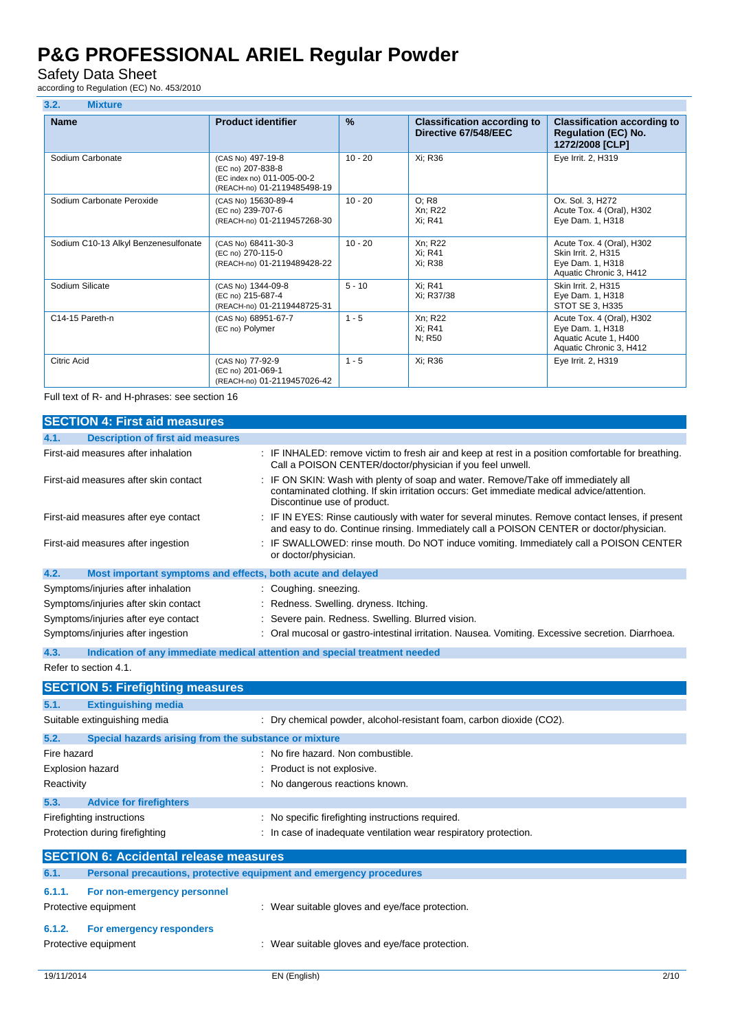### 3.2. Mixture

| Name | Product identifier | % | Classification according to Directive 67/548/EEC | Classification according to Regulation (EC) No. 1272/2008 [CLP] |
|---|---|---|---|---|
| Sodium Carbonate | (CAS No) 497-19-8<br>(EC no) 207-838-8<br>(EC index no) 011-005-00-2<br>(REACH-no) 01-2119485498-19 | 10 - 20 | Xi; R36 | Eye Irrit. 2, H319 |
| Sodium Carbonate Peroxide | (CAS No) 15630-89-4<br>(EC no) 239-707-6<br>(REACH-no) 01-2119457268-30 | 10 - 20 | O; R8<br>Xn; R22<br>Xi; R41 | Ox. Sol. 3, H272<br>Acute Tox. 4 (Oral), H302<br>Eye Dam. 1, H318 |
| Sodium C10-13 Alkyl Benzenesulfonate | (CAS No) 68411-30-3<br>(EC no) 270-115-0<br>(REACH-no) 01-2119489428-22 | 10 - 20 | Xn; R22<br>Xi; R41<br>Xi; R38 | Acute Tox. 4 (Oral), H302<br>Skin Irrit. 2, H315<br>Eye Dam. 1, H318<br>Aquatic Chronic 3, H412 |
| Sodium Silicate | (CAS No) 1344-09-8<br>(EC no) 215-687-4<br>(REACH-no) 01-2119448725-31 | 5 - 10 | Xi; R41<br>Xi; R37/38 | Skin Irrit. 2, H315<br>Eye Dam. 1, H318<br>STOT SE 3, H335 |
| C14-15 Pareth-n | (CAS No) 68951-67-7<br>(EC no) Polymer | 1 - 5 | Xn; R22<br>Xi; R41<br>N; R50 | Acute Tox. 4 (Oral), H302<br>Eye Dam. 1, H318<br>Aquatic Acute 1, H400<br>Aquatic Chronic 3, H412 |
| Citric Acid | (CAS No) 77-92-9<br>(EC no) 201-069-1<br>(REACH-no) 01-2119457026-42 | 1 - 5 | Xi; R36 | Eye Irrit. 2, H319 |

Full text of R- and H-phrases: see section 16

## SECTION 4: First aid measures

### 4.1. Description of first aid measures

First-aid measures after inhalation : IF INHALED: remove victim to fresh air and keep at rest in a position comfortable for breathing. Call a POISON CENTER/doctor/physician if you feel unwell.

First-aid measures after skin contact : IF ON SKIN: Wash with plenty of soap and water. Remove/Take off immediately all contaminated clothing. If skin irritation occurs: Get immediate medical advice/attention. Discontinue use of product.

First-aid measures after eye contact : IF IN EYES: Rinse cautiously with water for several minutes. Remove contact lenses, if present and easy to do. Continue rinsing. Immediately call a POISON CENTER or doctor/physician.

First-aid measures after ingestion : IF SWALLOWED: rinse mouth. Do NOT induce vomiting. Immediately call a POISON CENTER or doctor/physician.

### 4.2. Most important symptoms and effects, both acute and delayed

Symptoms/injuries after inhalation : Coughing. sneezing.

Symptoms/injuries after skin contact : Redness. Swelling. dryness. Itching.

Symptoms/injuries after eye contact : Severe pain. Redness. Swelling. Blurred vision.

Symptoms/injuries after ingestion : Oral mucosal or gastro-intestinal irritation. Nausea. Vomiting. Excessive secretion. Diarrhoea.

### 4.3. Indication of any immediate medical attention and special treatment needed

Refer to section 4.1.

## SECTION 5: Firefighting measures

### 5.1. Extinguishing media

Suitable extinguishing media : Dry chemical powder, alcohol-resistant foam, carbon dioxide ($CO_2$).

### 5.2. Special hazards arising from the substance or mixture

Fire hazard : No fire hazard. Non combustible.

Explosion hazard : Product is not explosive.

Reactivity : No dangerous reactions known.

### 5.3. Advice for firefighters

Firefighting instructions : No specific firefighting instructions required.

Protection during firefighting : In case of inadequate ventilation wear respiratory protection.

## SECTION 6: Accidental release measures

### 6.1. Personal precautions, protective equipment and emergency procedures

#### 6.1.1. For non-emergency personnel

Protective equipment : Wear suitable gloves and eye/face protection.

#### 6.1.2. For emergency responders

Protective equipment : Wear suitable gloves and eye/face protection.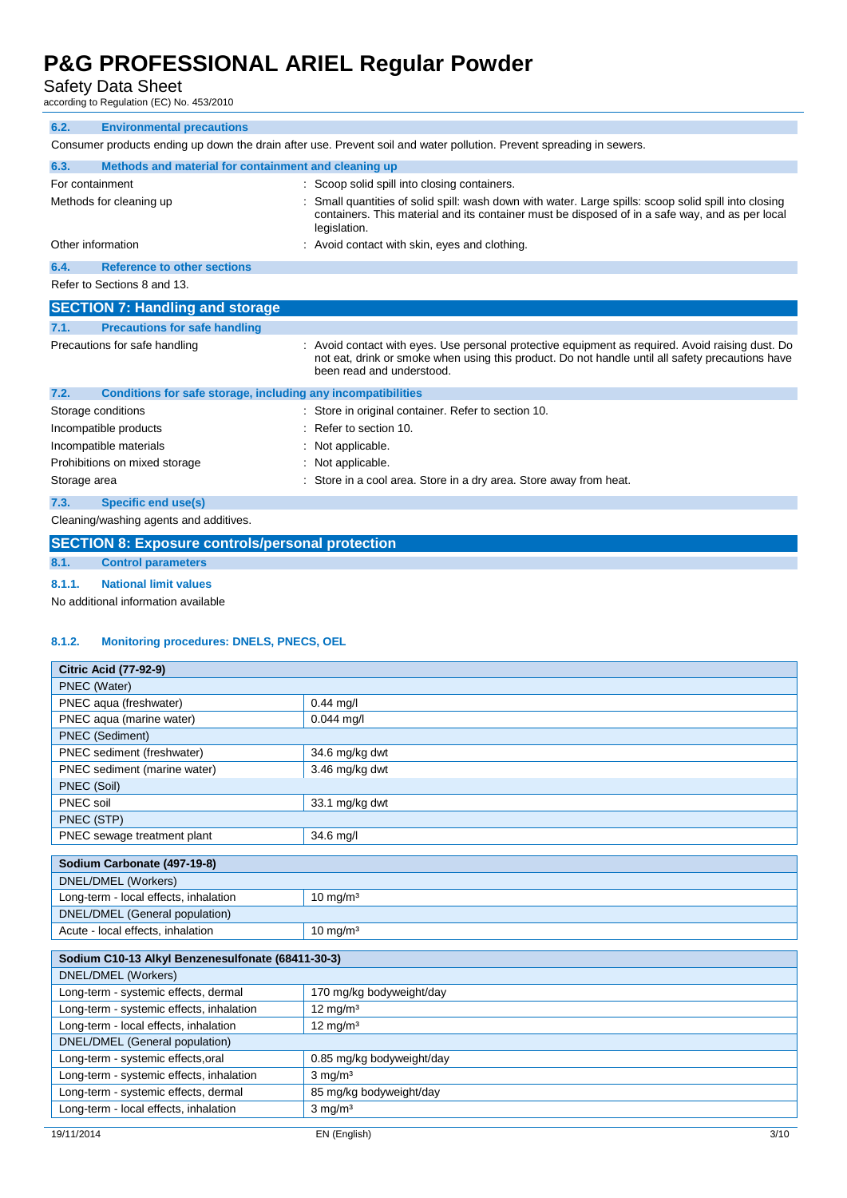### 6.2. Environmental precautions

Consumer products ending up down the drain after use. Prevent soil and water pollution. Prevent spreading in sewers.

### 6.3. Methods and material for containment and cleaning up

For containment : Scoop solid spill into closing containers.

Methods for cleaning up : Small quantities of solid spill: wash down with water. Large spills: scoop solid spill into closing containers. This material and its container must be disposed of in a safe way, and as per local legislation.

Other information : Avoid contact with skin, eyes and clothing.

### 6.4. Reference to other sections

Refer to Sections 8 and 13.

## SECTION 7: Handling and storage

### 7.1. Precautions for safe handling

Precautions for safe handling : Avoid contact with eyes. Use personal protective equipment as required. Avoid raising dust. Do not eat, drink or smoke when using this product. Do not handle until all safety precautions have been read and understood.

### 7.2. Conditions for safe storage, including any incompatibilities

Storage conditions : Store in original container. Refer to section 10.

Incompatible products : Refer to section 10.

Incompatible materials : Not applicable.

Prohibitions on mixed storage : Not applicable.

Storage area : Store in a cool area. Store in a dry area. Store away from heat.

### 7.3. Specific end use(s)

Cleaning/washing agents and additives.

## SECTION 8: Exposure controls/personal protection

### 8.1. Control parameters

#### 8.1.1. National limit values

No additional information available

#### 8.1.2. Monitoring procedures: DNELS, PNECS, OEL

| Citric Acid (77-92-9) | |
|---|---|
| PNEC (Water) | |
| PNEC aqua (freshwater) | 0.44 mg/l |
| PNEC aqua (marine water) | 0.044 mg/l |
| PNEC (Sediment) | |
| PNEC sediment (freshwater) | 34.6 mg/kg dwt |
| PNEC sediment (marine water) | 3.46 mg/kg dwt |
| PNEC (Soil) | |
| PNEC soil | 33.1 mg/kg dwt |
| PNEC (STP) | |
| PNEC sewage treatment plant | 34.6 mg/l |

| Sodium Carbonate (497-19-8) | |
|---|---|
| DNEL/DMEL (Workers) | |
| Long-term - local effects, inhalation | 10 mg/m³ |
| DNEL/DMEL (General population) | |
| Acute - local effects, inhalation | 10 mg/m³ |

| Sodium C10-13 Alkyl Benzenesulfonate (68411-30-3) | |
|---|---|
| DNEL/DMEL (Workers) | |
| Long-term - systemic effects, dermal | 170 mg/kg bodyweight/day |
| Long-term - systemic effects, inhalation | 12 mg/m³ |
| Long-term - local effects, inhalation | 12 mg/m³ |
| DNEL/DMEL (General population) | |
| Long-term - systemic effects,oral | 0.85 mg/kg bodyweight/day |
| Long-term - systemic effects, inhalation | 3 mg/m³ |
| Long-term - systemic effects, dermal | 85 mg/kg bodyweight/day |
| Long-term - local effects, inhalation | 3 mg/m³ |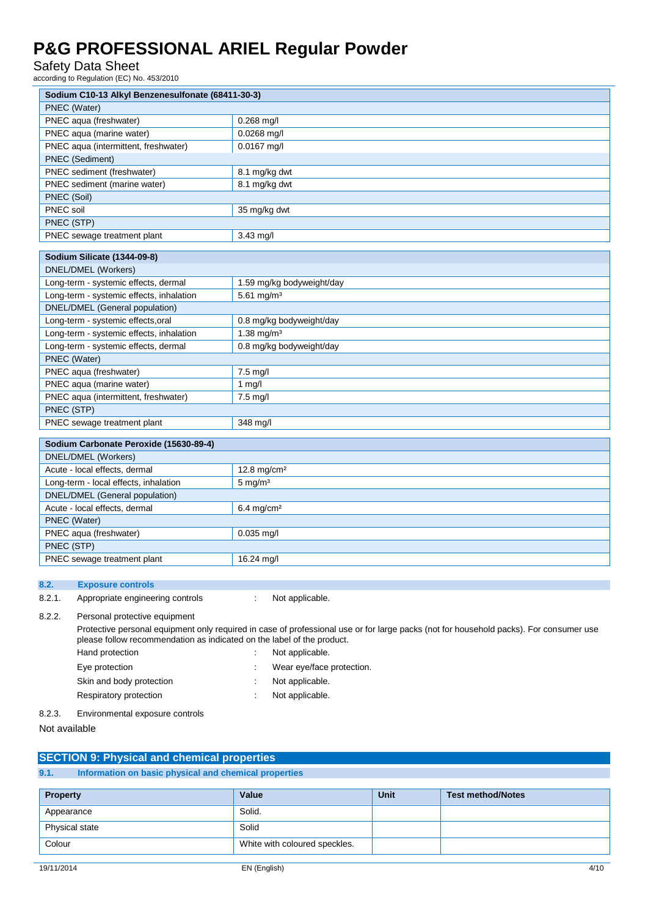| Sodium C10-13 Alkyl Benzenesulfonate (68411-30-3) | |
|---|---|
| PNEC (Water) | |
| PNEC aqua (freshwater) | 0.268 mg/l |
| PNEC aqua (marine water) | 0.0268 mg/l |
| PNEC aqua (intermittent, freshwater) | 0.0167 mg/l |
| PNEC (Sediment) | |
| PNEC sediment (freshwater) | 8.1 mg/kg dwt |
| PNEC sediment (marine water) | 8.1 mg/kg dwt |
| PNEC (Soil) | |
| PNEC soil | 35 mg/kg dwt |
| PNEC (STP) | |
| PNEC sewage treatment plant | 3.43 mg/l |

| Sodium Silicate (1344-09-8) | |
|---|---|
| DNEL/DMEL (Workers) | |
| Long-term - systemic effects, dermal | 1.59 mg/kg bodyweight/day |
| Long-term - systemic effects, inhalation | 5.61 mg/m³ |
| DNEL/DMEL (General population) | |
| Long-term - systemic effects,oral | 0.8 mg/kg bodyweight/day |
| Long-term - systemic effects, inhalation | 1.38 mg/m³ |
| Long-term - systemic effects, dermal | 0.8 mg/kg bodyweight/day |
| PNEC (Water) | |
| PNEC aqua (freshwater) | 7.5 mg/l |
| PNEC aqua (marine water) | 1 mg/l |
| PNEC aqua (intermittent, freshwater) | 7.5 mg/l |
| PNEC (STP) | |
| PNEC sewage treatment plant | 348 mg/l |

| Sodium Carbonate Peroxide (15630-89-4) | |
|---|---|
| DNEL/DMEL (Workers) | |
| Acute - local effects, dermal | 12.8 mg/cm² |
| Long-term - local effects, inhalation | 5 mg/m³ |
| DNEL/DMEL (General population) | |
| Acute - local effects, dermal | 6.4 mg/cm² |
| PNEC (Water) | |
| PNEC aqua (freshwater) | 0.035 mg/l |
| PNEC (STP) | |
| PNEC sewage treatment plant | 16.24 mg/l |

### 8.2. Exposure controls

8.2.1. Appropriate engineering controls : Not applicable.

8.2.2. Personal protective equipment

Protective personal equipment only required in case of professional use or for large packs (not for household packs). For consumer use please follow recommendation as indicated on the label of the product.

Hand protection : Not applicable.

Eye protection : Wear eye/face protection.

Skin and body protection : Not applicable.

Respiratory protection : Not applicable.

8.2.3. Environmental exposure controls

Not available

## SECTION 9: Physical and chemical properties

### 9.1. Information on basic physical and chemical properties

| Property | Value | Unit | Test method/Notes |
|---|---|---|---|
| Appearance | Solid. | | |
| Physical state | Solid | | |
| Colour | White with coloured speckles. | | |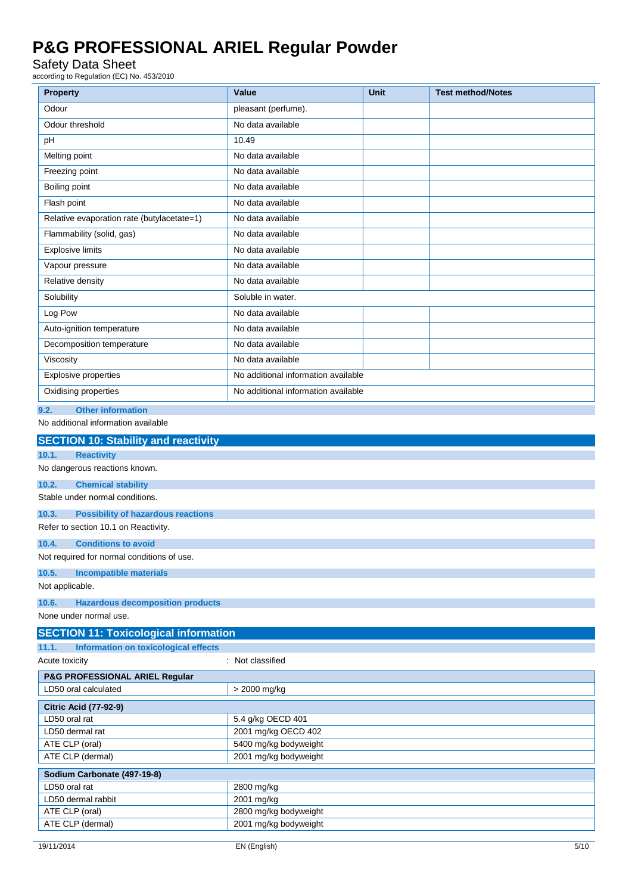| Property | Value | Unit | Test method/Notes |
| --- | --- | --- | --- |
| Odour | pleasant (perfume). | | |
| Odour threshold | No data available | | |
| pH | 10.49 | | |
| Melting point | No data available | | |
| Freezing point | No data available | | |
| Boiling point | No data available | | |
| Flash point | No data available | | |
| Relative evaporation rate (butylacetate=1) | No data available | | |
| Flammability (solid, gas) | No data available | | |
| Explosive limits | No data available | | |
| Vapour pressure | No data available | | |
| Relative density | No data available | | |
| Solubility | Soluble in water. | | |
| Log Pow | No data available | | |
| Auto-ignition temperature | No data available | | |
| Decomposition temperature | No data available | | |
| Viscosity | No data available | | |
| Explosive properties | No additional information available | | |
| Oxidising properties | No additional information available | | |

### 9.2. Other information

No additional information available

## SECTION 10: Stability and reactivity

### 10.1. Reactivity

No dangerous reactions known.

### 10.2. Chemical stability

Stable under normal conditions.

### 10.3. Possibility of hazardous reactions

Refer to section 10.1 on Reactivity.

### 10.4. Conditions to avoid

Not required for normal conditions of use.

### 10.5. Incompatible materials

Not applicable.

### 10.6. Hazardous decomposition products

None under normal use.

## SECTION 11: Toxicological information

### 11.1. Information on toxicological effects

Acute toxicity : Not classified

| P&G PROFESSIONAL ARIEL Regular | |
| --- | --- |
| LD50 oral calculated | > 2000 mg/kg |

| Citric Acid (77-92-9) | |
| --- | --- |
| LD50 oral rat | 5.4 g/kg OECD 401 |
| LD50 dermal rat | 2001 mg/kg OECD 402 |
| ATE CLP (oral) | 5400 mg/kg bodyweight |
| ATE CLP (dermal) | 2001 mg/kg bodyweight |

| Sodium Carbonate (497-19-8) | |
| --- | --- |
| LD50 oral rat | 2800 mg/kg |
| LD50 dermal rabbit | 2001 mg/kg |
| ATE CLP (oral) | 2800 mg/kg bodyweight |
| ATE CLP (dermal) | 2001 mg/kg bodyweight |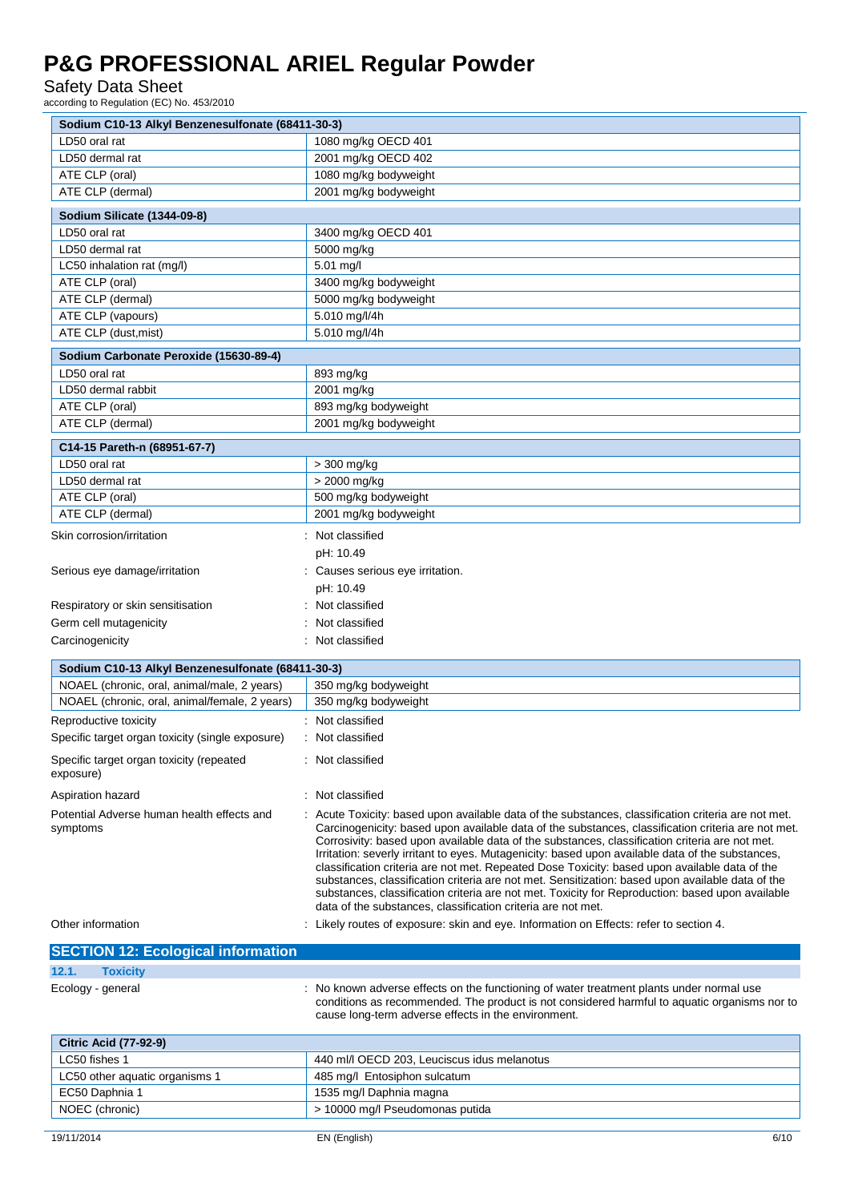| Sodium C10-13 Alkyl Benzenesulfonate (68411-30-3) | |
|---|---|
| LD50 oral rat | 1080 mg/kg OECD 401 |
| LD50 dermal rat | 2001 mg/kg OECD 402 |
| ATE CLP (oral) | 1080 mg/kg bodyweight |
| ATE CLP (dermal) | 2001 mg/kg bodyweight |

| Sodium Silicate (1344-09-8) | |
|---|---|
| LD50 oral rat | 3400 mg/kg OECD 401 |
| LD50 dermal rat | 5000 mg/kg |
| LC50 inhalation rat (mg/l) | 5.01 mg/l |
| ATE CLP (oral) | 3400 mg/kg bodyweight |
| ATE CLP (dermal) | 5000 mg/kg bodyweight |
| ATE CLP (vapours) | 5.010 mg/l/4h |
| ATE CLP (dust,mist) | 5.010 mg/l/4h |

| Sodium Carbonate Peroxide (15630-89-4) | |
|---|---|
| LD50 oral rat | 893 mg/kg |
| LD50 dermal rabbit | 2001 mg/kg |
| ATE CLP (oral) | 893 mg/kg bodyweight |
| ATE CLP (dermal) | 2001 mg/kg bodyweight |

| C14-15 Pareth-n (68951-67-7) | |
|---|---|
| LD50 oral rat | > 300 mg/kg |
| LD50 dermal rat | > 2000 mg/kg |
| ATE CLP (oral) | 500 mg/kg bodyweight |
| ATE CLP (dermal) | 2001 mg/kg bodyweight |

Skin corrosion/irritation : Not classified

pH: 10.49

Serious eye damage/irritation : Causes serious eye irritation.

pH: 10.49

Respiratory or skin sensitisation : Not classified

Germ cell mutagenicity : Not classified

Carcinogenicity : Not classified

| Sodium C10-13 Alkyl Benzenesulfonate (68411-30-3) | |
|---|---|
| NOAEL (chronic, oral, animal/male, 2 years) | 350 mg/kg bodyweight |
| NOAEL (chronic, oral, animal/female, 2 years) | 350 mg/kg bodyweight |

Reproductive toxicity : Not classified

Specific target organ toxicity (single exposure) : Not classified

Specific target organ toxicity (repeated exposure) : Not classified

Aspiration hazard : Not classified

Potential Adverse human health effects and symptoms : Acute Toxicity: based upon available data of the substances, classification criteria are not met. Carcinogenicity: based upon available data of the substances, classification criteria are not met. Corrosivity: based upon available data of the substances, classification criteria are not met. Irritation: severly irritant to eyes. Mutagenicity: based upon available data of the substances, classification criteria are not met. Repeated Dose Toxicity: based upon available data of the substances, classification criteria are not met. Sensitization: based upon available data of the substances, classification criteria are not met. Toxicity for Reproduction: based upon available data of the substances, classification criteria are not met.

Other information : Likely routes of exposure: skin and eye. Information on Effects: refer to section 4.

## SECTION 12: Ecological information

### 12.1. Toxicity

Ecology - general : No known adverse effects on the functioning of water treatment plants under normal use conditions as recommended. The product is not considered harmful to aquatic organisms nor to cause long-term adverse effects in the environment.

| Citric Acid (77-92-9) | |
|---|---|
| LC50 fishes 1 | 440 ml/l OECD 203, Leuciscus idus melanotus |
| LC50 other aquatic organisms 1 | 485 mg/l Entosiphon sulcatum |
| EC50 Daphnia 1 | 1535 mg/l Daphnia magna |
| NOEC (chronic) | > 10000 mg/l Pseudomonas putida |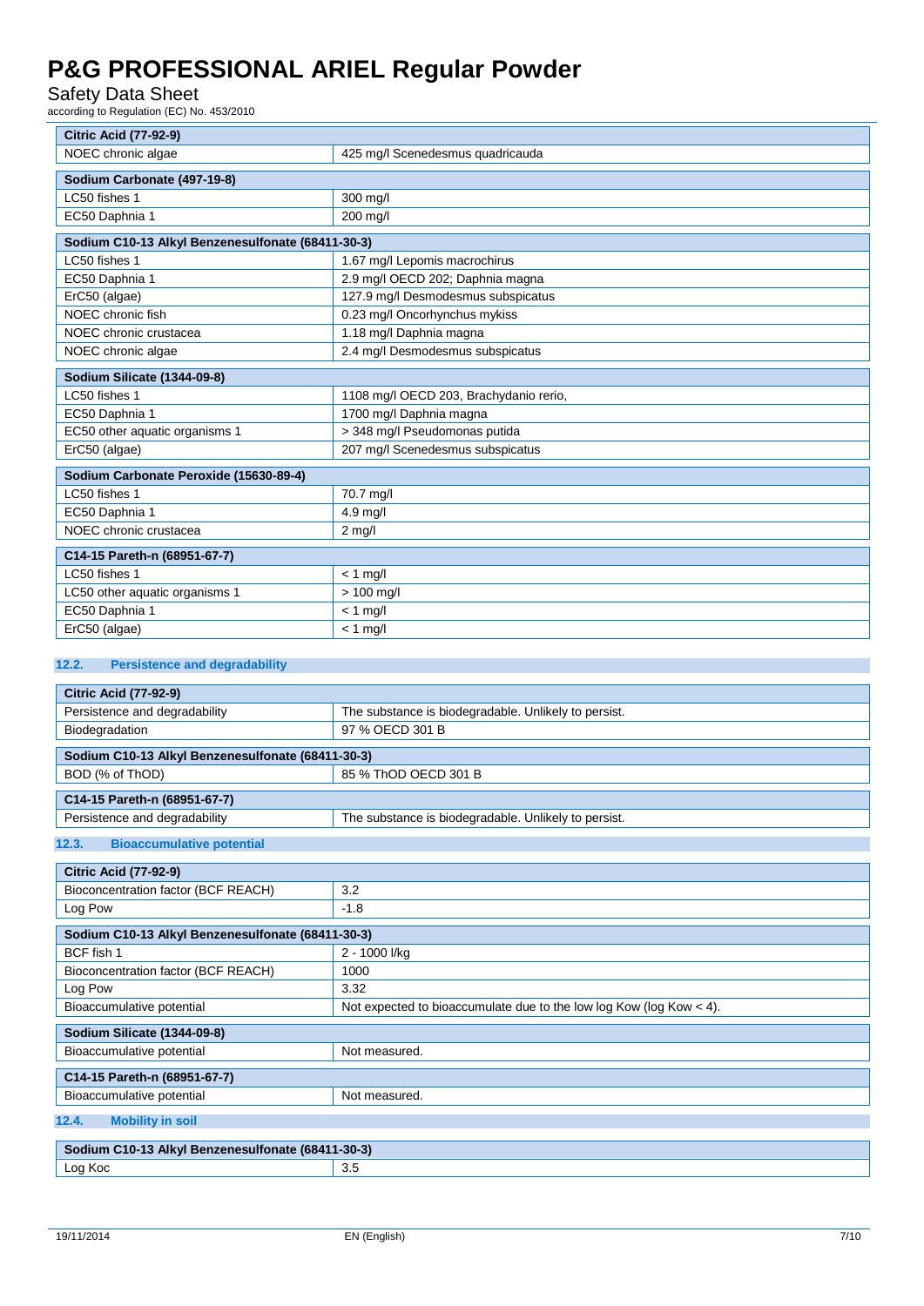| Citric Acid (77-92-9) | |
|---|---|
| NOEC chronic algae | 425 mg/l Scenedesmus quadricauda |

| Sodium Carbonate (497-19-8) | |
|---|---|
| LC50 fishes 1 | 300 mg/l |
| EC50 Daphnia 1 | 200 mg/l |

| Sodium C10-13 Alkyl Benzenesulfonate (68411-30-3) | |
|---|---|
| LC50 fishes 1 | 1.67 mg/l Lepomis macrochirus |
| EC50 Daphnia 1 | 2.9 mg/l OECD 202; Daphnia magna |
| ErC50 (algae) | 127.9 mg/l Desmodesmus subspicatus |
| NOEC chronic fish | 0.23 mg/l Oncorhynchus mykiss |
| NOEC chronic crustacea | 1.18 mg/l Daphnia magna |
| NOEC chronic algae | 2.4 mg/l Desmodesmus subspicatus |

| Sodium Silicate (1344-09-8) | |
|---|---|
| LC50 fishes 1 | 1108 mg/l OECD 203, Brachydanio rerio, |
| EC50 Daphnia 1 | 1700 mg/l Daphnia magna |
| EC50 other aquatic organisms 1 | > 348 mg/l Pseudomonas putida |
| ErC50 (algae) | 207 mg/l Scenedesmus subspicatus |

| Sodium Carbonate Peroxide (15630-89-4) | |
|---|---|
| LC50 fishes 1 | 70.7 mg/l |
| EC50 Daphnia 1 | 4.9 mg/l |
| NOEC chronic crustacea | 2 mg/l |

| C14-15 Pareth-n (68951-67-7) | |
|---|---|
| LC50 fishes 1 | < 1 mg/l |
| LC50 other aquatic organisms 1 | > 100 mg/l |
| EC50 Daphnia 1 | < 1 mg/l |
| ErC50 (algae) | < 1 mg/l |

## 12.2. Persistence and degradability

| Citric Acid (77-92-9) | |
|---|---|
| Persistence and degradability | The substance is biodegradable. Unlikely to persist. |
| Biodegradation | 97 % OECD 301 B |

| Sodium C10-13 Alkyl Benzenesulfonate (68411-30-3) | |
|---|---|
| BOD (% of ThOD) | 85 % ThOD OECD 301 B |

| C14-15 Pareth-n (68951-67-7) | |
|---|---|
| Persistence and degradability | The substance is biodegradable. Unlikely to persist. |

## 12.3. Bioaccumulative potential

| Citric Acid (77-92-9) | |
|---|---|
| Bioconcentration factor (BCF REACH) | 3.2 |
| Log Pow | -1.8 |

| Sodium C10-13 Alkyl Benzenesulfonate (68411-30-3) | |
|---|---|
| BCF fish 1 | 2 - 1000 l/kg |
| Bioconcentration factor (BCF REACH) | 1000 |
| Log Pow | 3.32 |
| Bioaccumulative potential | Not expected to bioaccumulate due to the low log Kow (log Kow < 4). |

| Sodium Silicate (1344-09-8) | |
|---|---|
| Bioaccumulative potential | Not measured. |

| C14-15 Pareth-n (68951-67-7) | |
|---|---|
| Bioaccumulative potential | Not measured. |

## 12.4. Mobility in soil

| Sodium C10-13 Alkyl Benzenesulfonate (68411-30-3) | |
|---|---|
| Log Koc | 3.5 |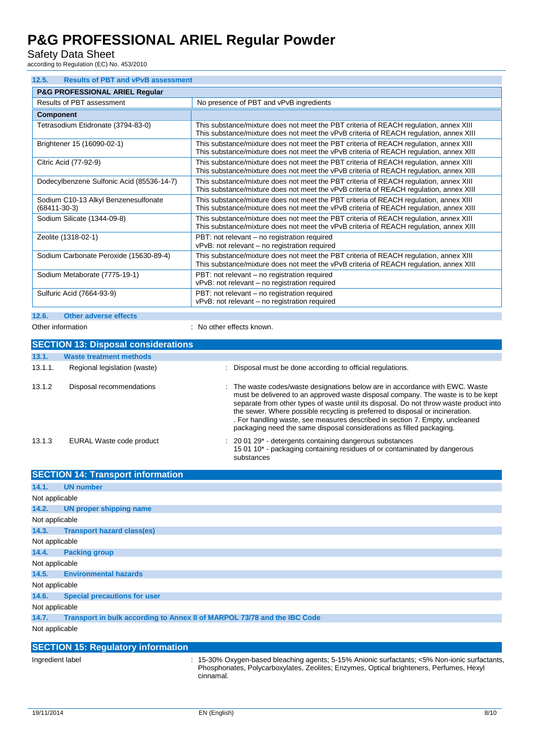### 12.5. Results of PBT and vPvB assessment

| P&G PROFESSIONAL ARIEL Regular | |
|---|---|
| Results of PBT assessment | No presence of PBT and vPvB ingredients |
| **Component** | |
| Tetrasodium Etidronate (3794-83-0) | This substance/mixture does not meet the PBT criteria of REACH regulation, annex XIII<br>This substance/mixture does not meet the vPvB criteria of REACH regulation, annex XIII |
| Brightener 15 (16090-02-1) | This substance/mixture does not meet the PBT criteria of REACH regulation, annex XIII<br>This substance/mixture does not meet the vPvB criteria of REACH regulation, annex XIII |
| Citric Acid (77-92-9) | This substance/mixture does not meet the PBT criteria of REACH regulation, annex XIII<br>This substance/mixture does not meet the vPvB criteria of REACH regulation, annex XIII |
| Dodecylbenzene Sulfonic Acid (85536-14-7) | This substance/mixture does not meet the PBT criteria of REACH regulation, annex XIII<br>This substance/mixture does not meet the vPvB criteria of REACH regulation, annex XIII |
| Sodium C10-13 Alkyl Benzenesulfonate (68411-30-3) | This substance/mixture does not meet the PBT criteria of REACH regulation, annex XIII<br>This substance/mixture does not meet the vPvB criteria of REACH regulation, annex XIII |
| Sodium Silicate (1344-09-8) | This substance/mixture does not meet the PBT criteria of REACH regulation, annex XIII<br>This substance/mixture does not meet the vPvB criteria of REACH regulation, annex XIII |
| Zeolite (1318-02-1) | PBT: not relevant – no registration required<br>vPvB: not relevant – no registration required |
| Sodium Carbonate Peroxide (15630-89-4) | This substance/mixture does not meet the PBT criteria of REACH regulation, annex XIII<br>This substance/mixture does not meet the vPvB criteria of REACH regulation, annex XIII |
| Sodium Metaborate (7775-19-1) | PBT: not relevant – no registration required<br>vPvB: not relevant – no registration required |
| Sulfuric Acid (7664-93-9) | PBT: not relevant – no registration required<br>vPvB: not relevant – no registration required |

### 12.6. Other adverse effects

Other information : No other effects known.

## SECTION 13: Disposal considerations

### 13.1. Waste treatment methods

13.1.1. Regional legislation (waste) : Disposal must be done according to official regulations.

13.1.2 Disposal recommendations : The waste codes/waste designations below are in accordance with EWC. Waste must be delivered to an approved waste disposal company. The waste is to be kept separate from other types of waste until its disposal. Do not throw waste product into the sewer. Where possible recycling is preferred to disposal or incineration. . For handling waste, see measures described in section 7. Empty, uncleaned packaging need the same disposal considerations as filled packaging.

13.1.3 EURAL Waste code product : 20 01 29* - detergents containing dangerous substances
15 01 10* - packaging containing residues of or contaminated by dangerous substances

## SECTION 14: Transport information

### 14.1. UN number

Not applicable

### 14.2. UN proper shipping name

Not applicable

### 14.3. Transport hazard class(es)

Not applicable

### 14.4. Packing group

Not applicable

### 14.5. Environmental hazards

Not applicable

### 14.6. Special precautions for user

Not applicable

### 14.7. Transport in bulk according to Annex II of MARPOL 73/78 and the IBC Code

Not applicable

## SECTION 15: Regulatory information

Ingredient label : 15-30% Oxygen-based bleaching agents; 5-15% Anionic surfactants; <5% Non-ionic surfactants, Phosphonates, Polycarboxylates, Zeolites; Enzymes, Optical brighteners, Perfumes, Hexyl cinnamal.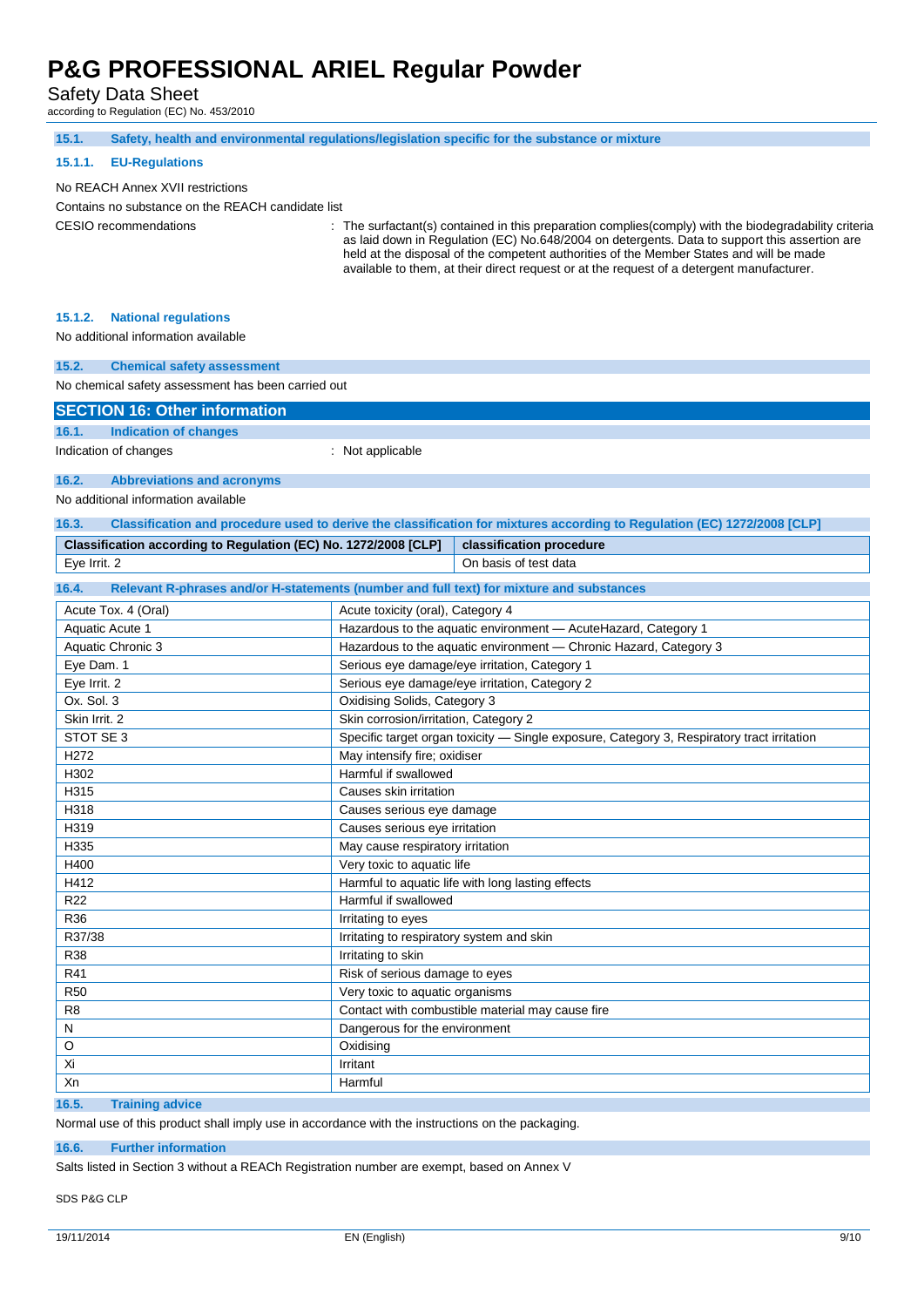#### 15.1. Safety, health and environmental regulations/legislation specific for the substance or mixture

##### 15.1.1. EU-Regulations

No REACH Annex XVII restrictions

Contains no substance on the REACH candidate list

CESIO recommendations : The surfactant(s) contained in this preparation complies(comply) with the biodegradability criteria as laid down in Regulation (EC) No.648/2004 on detergents. Data to support this assertion are held at the disposal of the competent authorities of the Member States and will be made available to them, at their direct request or at the request of a detergent manufacturer.

##### 15.1.2. National regulations

No additional information available

#### 15.2. Chemical safety assessment

No chemical safety assessment has been carried out

## SECTION 16: Other information

#### 16.1. Indication of changes

Indication of changes : Not applicable

#### 16.2. Abbreviations and acronyms

No additional information available

#### 16.3. Classification and procedure used to derive the classification for mixtures according to Regulation (EC) 1272/2008 [CLP]

| Classification according to Regulation (EC) No. 1272/2008 [CLP] | classification procedure |
|---|---|
| Eye Irrit. 2 | On basis of test data |

#### 16.4. Relevant R-phrases and/or H-statements (number and full text) for mixture and substances

| | |
|---|---|
| Acute Tox. 4 (Oral) | Acute toxicity (oral), Category 4 |
| Aquatic Acute 1 | Hazardous to the aquatic environment — AcuteHazard, Category 1 |
| Aquatic Chronic 3 | Hazardous to the aquatic environment — Chronic Hazard, Category 3 |
| Eye Dam. 1 | Serious eye damage/eye irritation, Category 1 |
| Eye Irrit. 2 | Serious eye damage/eye irritation, Category 2 |
| Ox. Sol. 3 | Oxidising Solids, Category 3 |
| Skin Irrit. 2 | Skin corrosion/irritation, Category 2 |
| STOT SE 3 | Specific target organ toxicity — Single exposure, Category 3, Respiratory tract irritation |
| H272 | May intensify fire; oxidiser |
| H302 | Harmful if swallowed |
| H315 | Causes skin irritation |
| H318 | Causes serious eye damage |
| H319 | Causes serious eye irritation |
| H335 | May cause respiratory irritation |
| H400 | Very toxic to aquatic life |
| H412 | Harmful to aquatic life with long lasting effects |
| R22 | Harmful if swallowed |
| R36 | Irritating to eyes |
| R37/38 | Irritating to respiratory system and skin |
| R38 | Irritating to skin |
| R41 | Risk of serious damage to eyes |
| R50 | Very toxic to aquatic organisms |
| R8 | Contact with combustible material may cause fire |
| N | Dangerous for the environment |
| O | Oxidising |
| Xi | Irritant |
| Xn | Harmful |

#### 16.5. Training advice

Normal use of this product shall imply use in accordance with the instructions on the packaging.

#### 16.6. Further information

Salts listed in Section 3 without a REACh Registration number are exempt, based on Annex V

SDS P&G CLP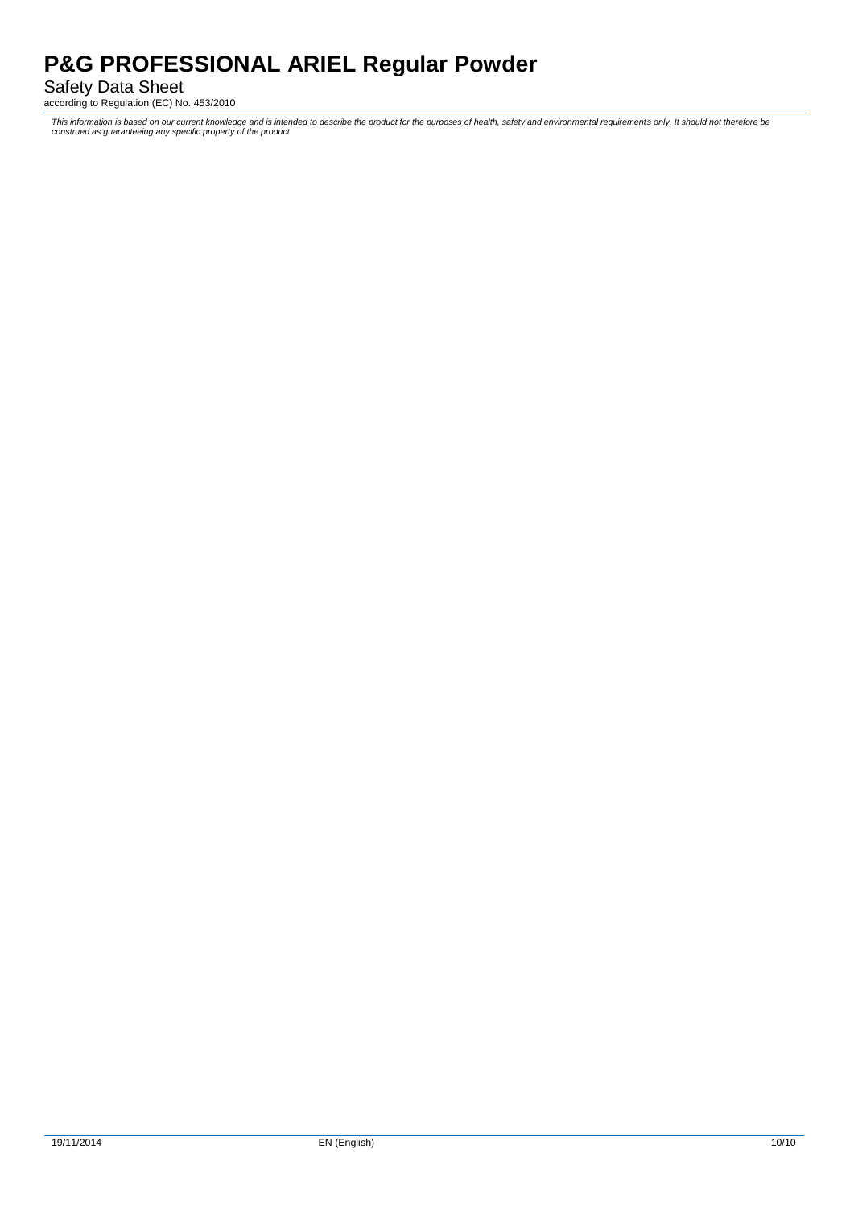*This information is based on our current knowledge and is intended to describe the product for the purposes of health, safety and environmental requirements only. It should not therefore be construed as guaranteeing any specific property of the product*